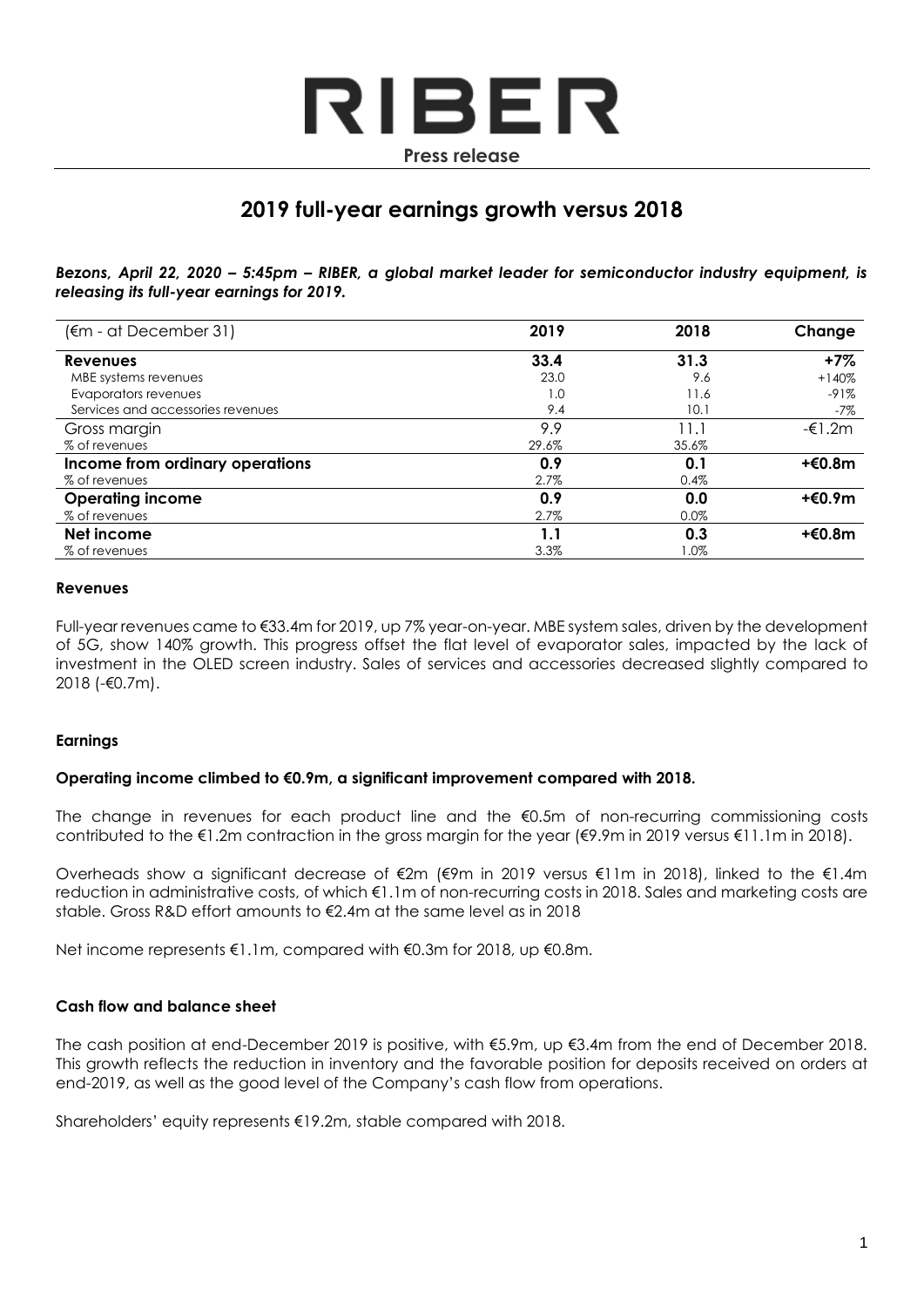# RIBER

**Press release**

## 2019 full-year earnings growth versus 2018

***Bezons, April 22, 2020 – 5:45pm – RIBER, a global market leader for semiconductor industry equipment, is releasing its full-year earnings for 2019.***

| (€m - at December 31) | 2019 | 2018 | Change |
|---|---|---|---|
| **Revenues** | **33.4** | **31.3** | **+7%** |
| MBE systems revenues | 23.0 | 9.6 | +140% |
| Evaporators revenues | 1.0 | 11.6 | -91% |
| Services and accessories revenues | 9.4 | 10.1 | -7% |
| Gross margin | 9.9 | 11.1 | -€1.2m |
| % of revenues | 29.6% | 35.6% | |
| **Income from ordinary operations** | **0.9** | **0.1** | **+€0.8m** |
| % of revenues | 2.7% | 0.4% | |
| **Operating income** | **0.9** | **0.0** | **+€0.9m** |
| % of revenues | 2.7% | 0.0% | |
| **Net income** | **1.1** | **0.3** | **+€0.8m** |
| % of revenues | 3.3% | 1.0% | |

### Revenues

Full-year revenues came to €33.4m for 2019, up 7% year-on-year. MBE system sales, driven by the development of 5G, show 140% growth. This progress offset the flat level of evaporator sales, impacted by the lack of investment in the OLED screen industry. Sales of services and accessories decreased slightly compared to 2018 (-€0.7m).

### Earnings

**Operating income climbed to €0.9m, a significant improvement compared with 2018.**

The change in revenues for each product line and the €0.5m of non-recurring commissioning costs contributed to the €1.2m contraction in the gross margin for the year (€9.9m in 2019 versus €11.1m in 2018).

Overheads show a significant decrease of €2m (€9m in 2019 versus €11m in 2018), linked to the €1.4m reduction in administrative costs, of which €1.1m of non-recurring costs in 2018. Sales and marketing costs are stable. Gross R&D effort amounts to €2.4m at the same level as in 2018

Net income represents €1.1m, compared with €0.3m for 2018, up €0.8m.

### Cash flow and balance sheet

The cash position at end-December 2019 is positive, with €5.9m, up €3.4m from the end of December 2018. This growth reflects the reduction in inventory and the favorable position for deposits received on orders at end-2019, as well as the good level of the Company's cash flow from operations.

Shareholders' equity represents €19.2m, stable compared with 2018.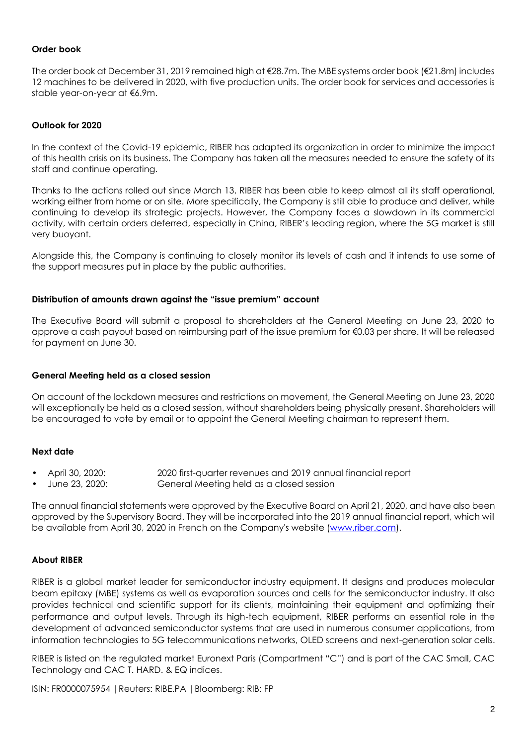**Order book**

The order book at December 31, 2019 remained high at €28.7m. The MBE systems order book (€21.8m) includes 12 machines to be delivered in 2020, with five production units. The order book for services and accessories is stable year-on-year at €6.9m.

**Outlook for 2020**

In the context of the Covid-19 epidemic, RIBER has adapted its organization in order to minimize the impact of this health crisis on its business. The Company has taken all the measures needed to ensure the safety of its staff and continue operating.

Thanks to the actions rolled out since March 13, RIBER has been able to keep almost all its staff operational, working either from home or on site. More specifically, the Company is still able to produce and deliver, while continuing to develop its strategic projects. However, the Company faces a slowdown in its commercial activity, with certain orders deferred, especially in China, RIBER's leading region, where the 5G market is still very buoyant.

Alongside this, the Company is continuing to closely monitor its levels of cash and it intends to use some of the support measures put in place by the public authorities.

**Distribution of amounts drawn against the "issue premium" account**

The Executive Board will submit a proposal to shareholders at the General Meeting on June 23, 2020 to approve a cash payout based on reimbursing part of the issue premium for €0.03 per share. It will be released for payment on June 30.

**General Meeting held as a closed session**

On account of the lockdown measures and restrictions on movement, the General Meeting on June 23, 2020 will exceptionally be held as a closed session, without shareholders being physically present. Shareholders will be encouraged to vote by email or to appoint the General Meeting chairman to represent them.

**Next date**

- April 30, 2020: 2020 first-quarter revenues and 2019 annual financial report
- June 23, 2020: General Meeting held as a closed session

The annual financial statements were approved by the Executive Board on April 21, 2020, and have also been approved by the Supervisory Board. They will be incorporated into the 2019 annual financial report, which will be available from April 30, 2020 in French on the Company's website (www.riber.com).

**About RIBER**

RIBER is a global market leader for semiconductor industry equipment. It designs and produces molecular beam epitaxy (MBE) systems as well as evaporation sources and cells for the semiconductor industry. It also provides technical and scientific support for its clients, maintaining their equipment and optimizing their performance and output levels. Through its high-tech equipment, RIBER performs an essential role in the development of advanced semiconductor systems that are used in numerous consumer applications, from information technologies to 5G telecommunications networks, OLED screens and next-generation solar cells.

RIBER is listed on the regulated market Euronext Paris (Compartment "C") and is part of the CAC Small, CAC Technology and CAC T. HARD. & EQ indices.

ISIN: FR0000075954 | Reuters: RIBE.PA | Bloomberg: RIB: FP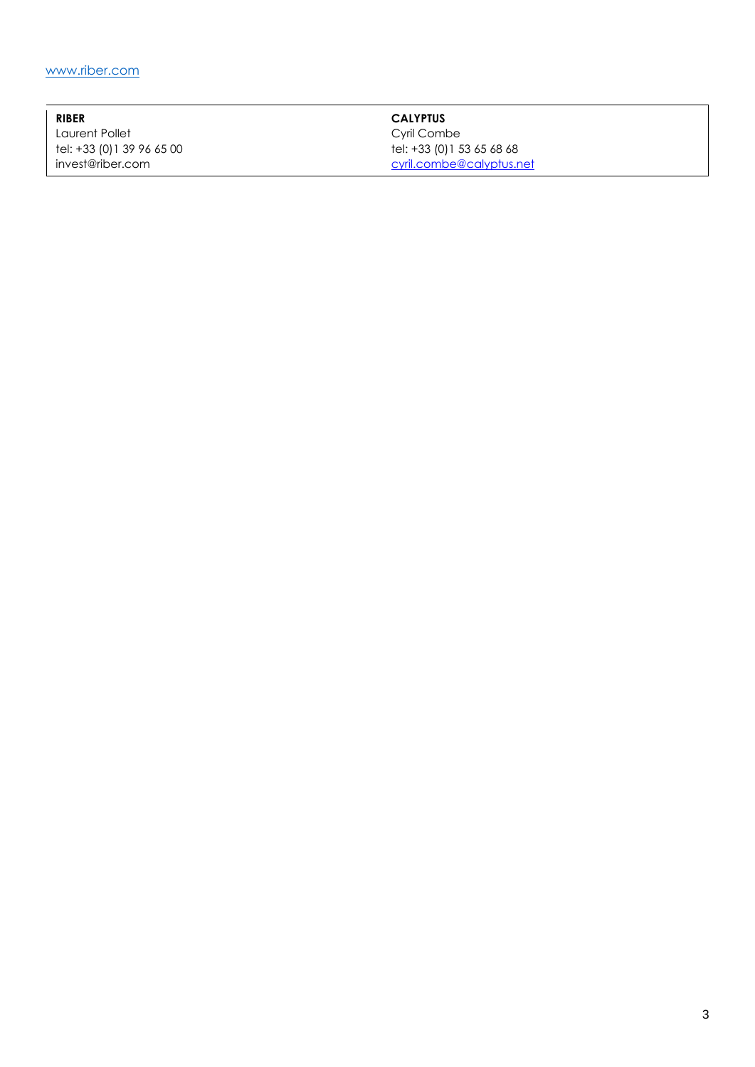www.riber.com

| | |
|---|---|
| **RIBER**<br>Laurent Pollet<br>tel: +33 (0)1 39 96 65 00<br>invest@riber.com | **CALYPTUS**<br>Cyril Combe<br>tel: +33 (0)1 53 65 68 68<br>cyril.combe@calyptus.net |